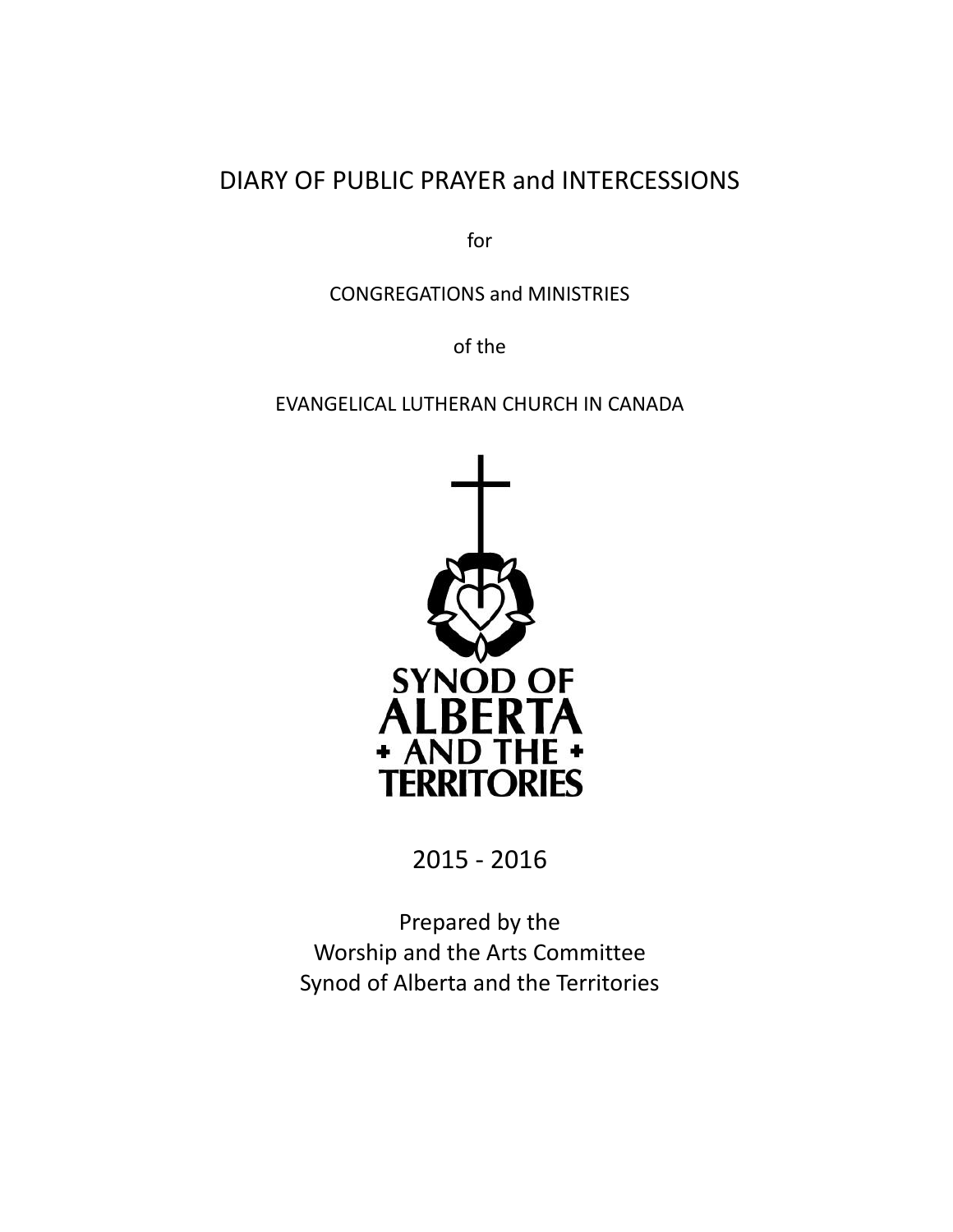# DIARY OF PUBLIC PRAYER and INTERCESSIONS

for

CONGREGATIONS and MINISTRIES

of the

EVANGELICAL LUTHERAN CHURCH IN CANADA

SYNOD OF ALBERTA + AND THE + TERRITORIES

2015 - 2016

Prepared by the
Worship and the Arts Committee
Synod of Alberta and the Territories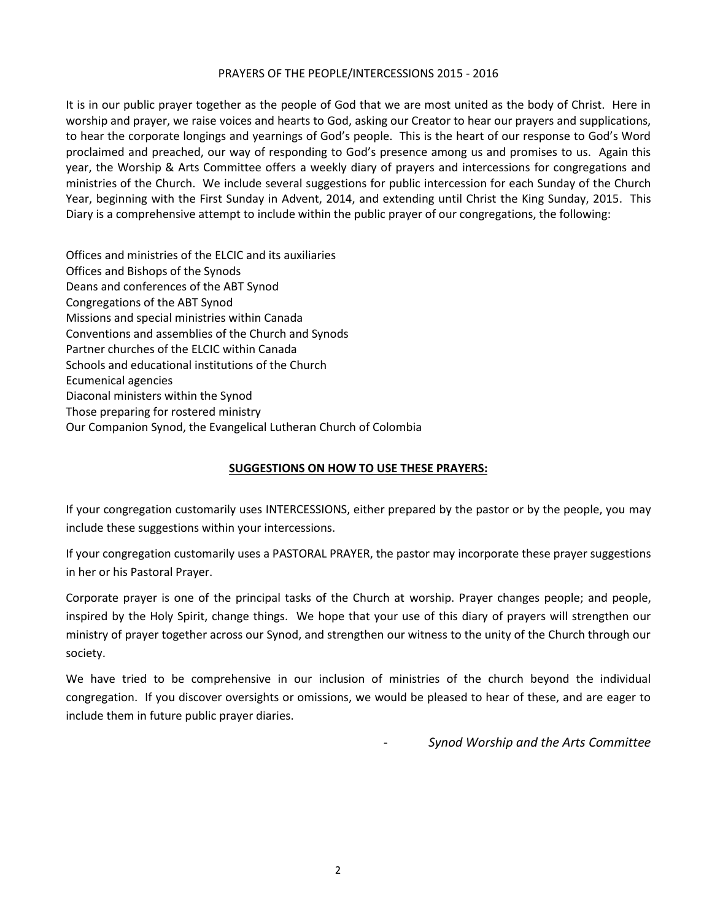# PRAYERS OF THE PEOPLE/INTERCESSIONS 2015 - 2016

It is in our public prayer together as the people of God that we are most united as the body of Christ. Here in worship and prayer, we raise voices and hearts to God, asking our Creator to hear our prayers and supplications, to hear the corporate longings and yearnings of God's people. This is the heart of our response to God's Word proclaimed and preached, our way of responding to God's presence among us and promises to us. Again this year, the Worship & Arts Committee offers a weekly diary of prayers and intercessions for congregations and ministries of the Church. We include several suggestions for public intercession for each Sunday of the Church Year, beginning with the First Sunday in Advent, 2014, and extending until Christ the King Sunday, 2015. This Diary is a comprehensive attempt to include within the public prayer of our congregations, the following:

Offices and ministries of the ELCIC and its auxiliaries
Offices and Bishops of the Synods
Deans and conferences of the ABT Synod
Congregations of the ABT Synod
Missions and special ministries within Canada
Conventions and assemblies of the Church and Synods
Partner churches of the ELCIC within Canada
Schools and educational institutions of the Church
Ecumenical agencies
Diaconal ministers within the Synod
Those preparing for rostered ministry
Our Companion Synod, the Evangelical Lutheran Church of Colombia

## SUGGESTIONS ON HOW TO USE THESE PRAYERS:

If your congregation customarily uses INTERCESSIONS, either prepared by the pastor or by the people, you may include these suggestions within your intercessions.

If your congregation customarily uses a PASTORAL PRAYER, the pastor may incorporate these prayer suggestions in her or his Pastoral Prayer.

Corporate prayer is one of the principal tasks of the Church at worship. Prayer changes people; and people, inspired by the Holy Spirit, change things. We hope that your use of this diary of prayers will strengthen our ministry of prayer together across our Synod, and strengthen our witness to the unity of the Church through our society.

We have tried to be comprehensive in our inclusion of ministries of the church beyond the individual congregation. If you discover oversights or omissions, we would be pleased to hear of these, and are eager to include them in future public prayer diaries.

- *Synod Worship and the Arts Committee*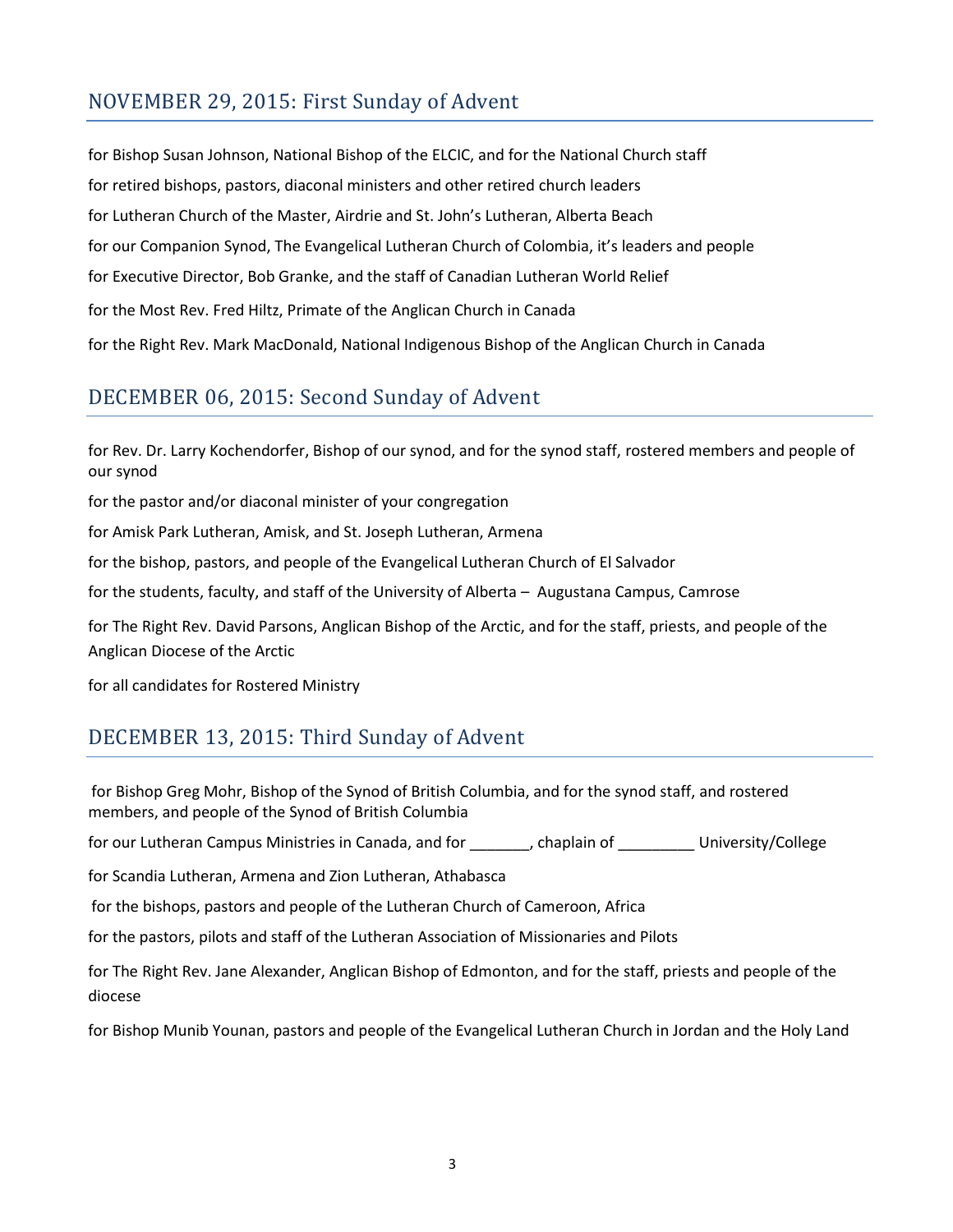## NOVEMBER 29, 2015: First Sunday of Advent

for Bishop Susan Johnson, National Bishop of the ELCIC, and for the National Church staff

for retired bishops, pastors, diaconal ministers and other retired church leaders

for Lutheran Church of the Master, Airdrie and St. John's Lutheran, Alberta Beach

for our Companion Synod, The Evangelical Lutheran Church of Colombia, it's leaders and people

for Executive Director, Bob Granke, and the staff of Canadian Lutheran World Relief

for the Most Rev. Fred Hiltz, Primate of the Anglican Church in Canada

for the Right Rev. Mark MacDonald, National Indigenous Bishop of the Anglican Church in Canada

## DECEMBER 06, 2015: Second Sunday of Advent

for Rev. Dr. Larry Kochendorfer, Bishop of our synod, and for the synod staff, rostered members and people of our synod

for the pastor and/or diaconal minister of your congregation

for Amisk Park Lutheran, Amisk, and St. Joseph Lutheran, Armena

for the bishop, pastors, and people of the Evangelical Lutheran Church of El Salvador

for the students, faculty, and staff of the University of Alberta – Augustana Campus, Camrose

for The Right Rev. David Parsons, Anglican Bishop of the Arctic, and for the staff, priests, and people of the Anglican Diocese of the Arctic

for all candidates for Rostered Ministry

## DECEMBER 13, 2015: Third Sunday of Advent

for Bishop Greg Mohr, Bishop of the Synod of British Columbia, and for the synod staff, and rostered members, and people of the Synod of British Columbia

for our Lutheran Campus Ministries in Canada, and for _______, chaplain of _________ University/College

for Scandia Lutheran, Armena and Zion Lutheran, Athabasca

for the bishops, pastors and people of the Lutheran Church of Cameroon, Africa

for the pastors, pilots and staff of the Lutheran Association of Missionaries and Pilots

for The Right Rev. Jane Alexander, Anglican Bishop of Edmonton, and for the staff, priests and people of the diocese

for Bishop Munib Younan, pastors and people of the Evangelical Lutheran Church in Jordan and the Holy Land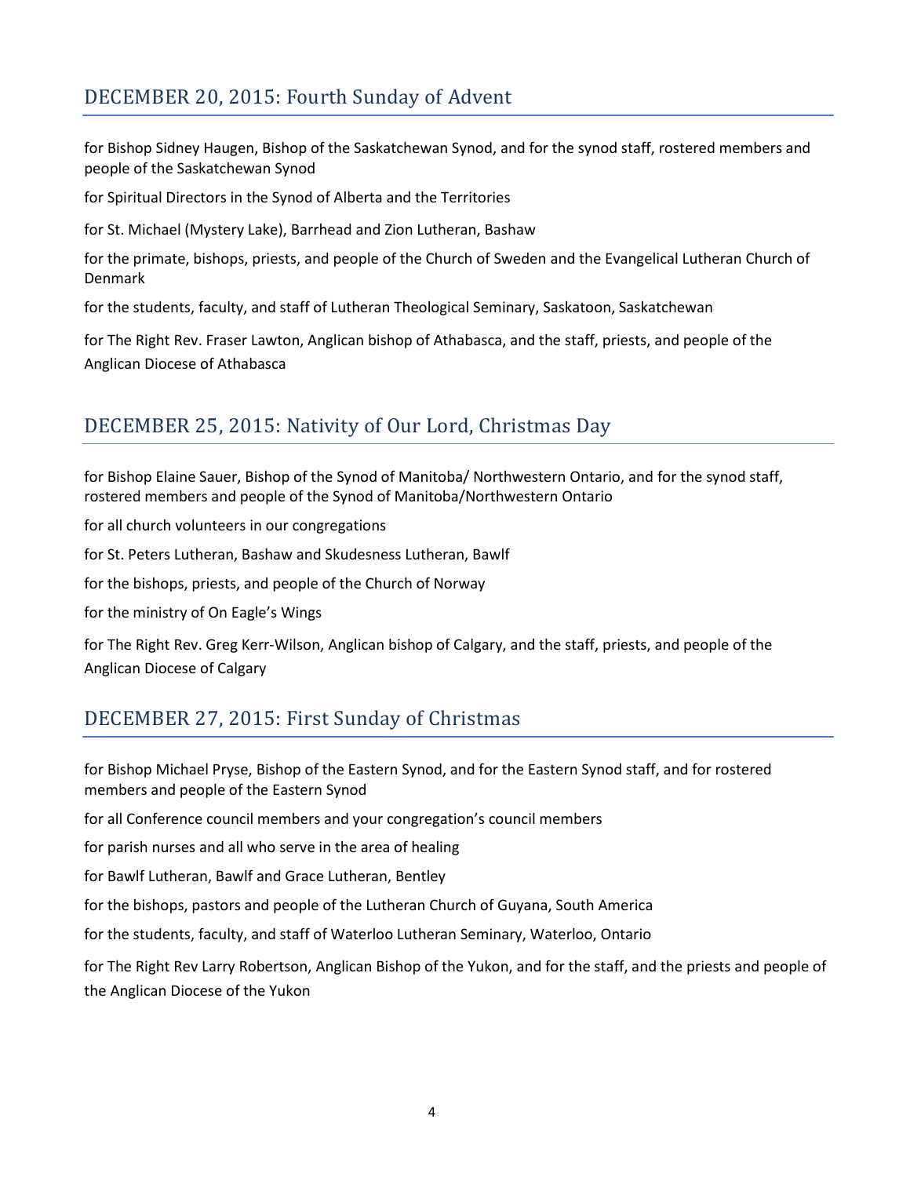## DECEMBER 20, 2015: Fourth Sunday of Advent

for Bishop Sidney Haugen, Bishop of the Saskatchewan Synod, and for the synod staff, rostered members and people of the Saskatchewan Synod

for Spiritual Directors in the Synod of Alberta and the Territories

for St. Michael (Mystery Lake), Barrhead and Zion Lutheran, Bashaw

for the primate, bishops, priests, and people of the Church of Sweden and the Evangelical Lutheran Church of Denmark

for the students, faculty, and staff of Lutheran Theological Seminary, Saskatoon, Saskatchewan

for The Right Rev. Fraser Lawton, Anglican bishop of Athabasca, and the staff, priests, and people of the Anglican Diocese of Athabasca

## DECEMBER 25, 2015: Nativity of Our Lord, Christmas Day

for Bishop Elaine Sauer, Bishop of the Synod of Manitoba/ Northwestern Ontario, and for the synod staff, rostered members and people of the Synod of Manitoba/Northwestern Ontario

for all church volunteers in our congregations

for St. Peters Lutheran, Bashaw and Skudesness Lutheran, Bawlf

for the bishops, priests, and people of the Church of Norway

for the ministry of On Eagle's Wings

for The Right Rev. Greg Kerr-Wilson, Anglican bishop of Calgary, and the staff, priests, and people of the Anglican Diocese of Calgary

## DECEMBER 27, 2015: First Sunday of Christmas

for Bishop Michael Pryse, Bishop of the Eastern Synod, and for the Eastern Synod staff, and for rostered members and people of the Eastern Synod

for all Conference council members and your congregation's council members

for parish nurses and all who serve in the area of healing

for Bawlf Lutheran, Bawlf and Grace Lutheran, Bentley

for the bishops, pastors and people of the Lutheran Church of Guyana, South America

for the students, faculty, and staff of Waterloo Lutheran Seminary, Waterloo, Ontario

for The Right Rev Larry Robertson, Anglican Bishop of the Yukon, and for the staff, and the priests and people of the Anglican Diocese of the Yukon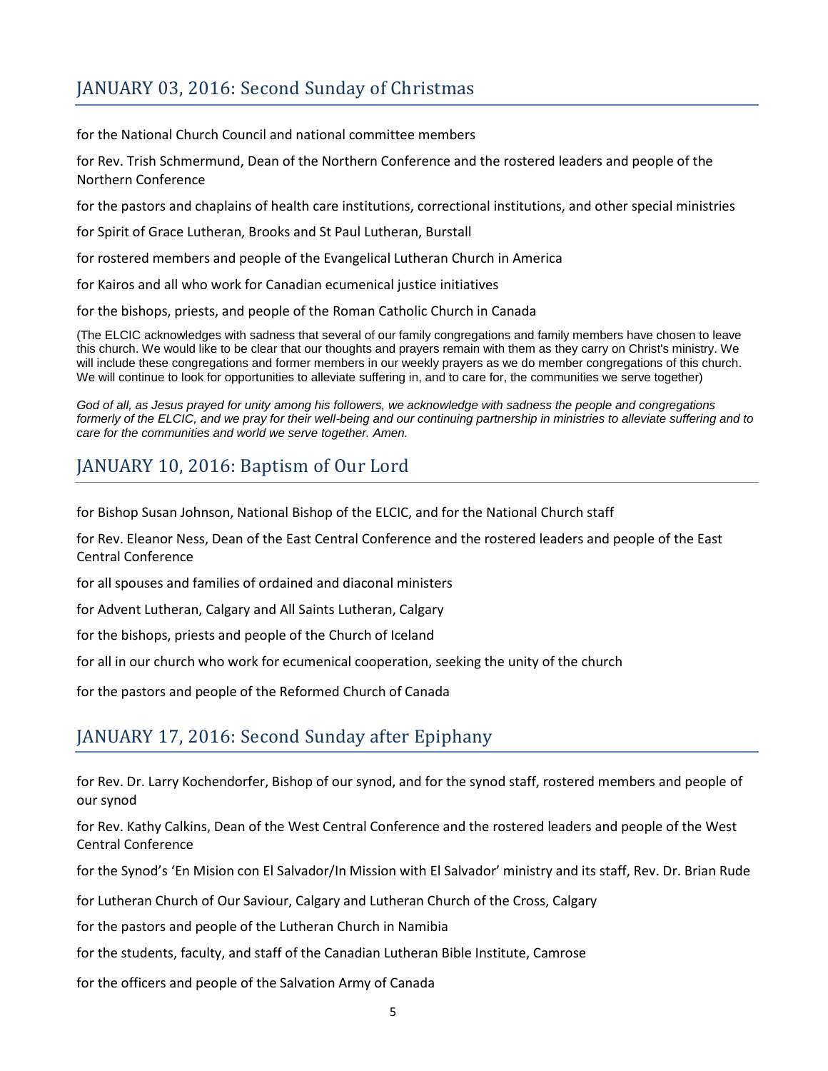## JANUARY 03, 2016: Second Sunday of Christmas

for the National Church Council and national committee members

for Rev. Trish Schmermund, Dean of the Northern Conference and the rostered leaders and people of the Northern Conference

for the pastors and chaplains of health care institutions, correctional institutions, and other special ministries

for Spirit of Grace Lutheran, Brooks and St Paul Lutheran, Burstall

for rostered members and people of the Evangelical Lutheran Church in America

for Kairos and all who work for Canadian ecumenical justice initiatives

for the bishops, priests, and people of the Roman Catholic Church in Canada

(The ELCIC acknowledges with sadness that several of our family congregations and family members have chosen to leave this church. We would like to be clear that our thoughts and prayers remain with them as they carry on Christ's ministry. We will include these congregations and former members in our weekly prayers as we do member congregations of this church. We will continue to look for opportunities to alleviate suffering in, and to care for, the communities we serve together)

*God of all, as Jesus prayed for unity among his followers, we acknowledge with sadness the people and congregations formerly of the ELCIC, and we pray for their well-being and our continuing partnership in ministries to alleviate suffering and to care for the communities and world we serve together. Amen.*

## JANUARY 10, 2016: Baptism of Our Lord

for Bishop Susan Johnson, National Bishop of the ELCIC, and for the National Church staff

for Rev. Eleanor Ness, Dean of the East Central Conference and the rostered leaders and people of the East Central Conference

for all spouses and families of ordained and diaconal ministers

for Advent Lutheran, Calgary and All Saints Lutheran, Calgary

for the bishops, priests and people of the Church of Iceland

for all in our church who work for ecumenical cooperation, seeking the unity of the church

for the pastors and people of the Reformed Church of Canada

## JANUARY 17, 2016: Second Sunday after Epiphany

for Rev. Dr. Larry Kochendorfer, Bishop of our synod, and for the synod staff, rostered members and people of our synod

for Rev. Kathy Calkins, Dean of the West Central Conference and the rostered leaders and people of the West Central Conference

for the Synod's 'En Mision con El Salvador/In Mission with El Salvador' ministry and its staff, Rev. Dr. Brian Rude

for Lutheran Church of Our Saviour, Calgary and Lutheran Church of the Cross, Calgary

for the pastors and people of the Lutheran Church in Namibia

for the students, faculty, and staff of the Canadian Lutheran Bible Institute, Camrose

for the officers and people of the Salvation Army of Canada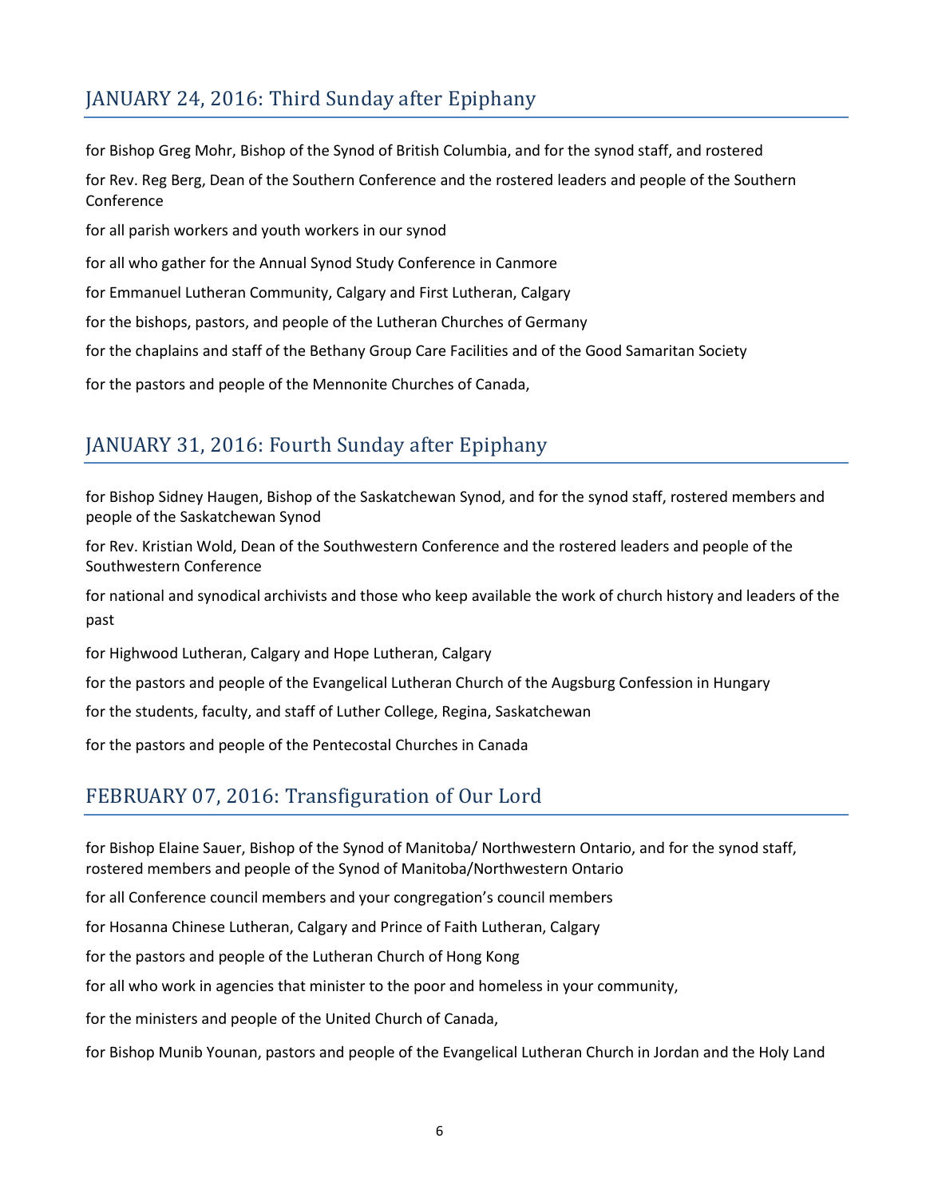## JANUARY 24, 2016: Third Sunday after Epiphany

for Bishop Greg Mohr, Bishop of the Synod of British Columbia, and for the synod staff, and rostered

for Rev. Reg Berg, Dean of the Southern Conference and the rostered leaders and people of the Southern Conference

for all parish workers and youth workers in our synod

for all who gather for the Annual Synod Study Conference in Canmore

for Emmanuel Lutheran Community, Calgary and First Lutheran, Calgary

for the bishops, pastors, and people of the Lutheran Churches of Germany

for the chaplains and staff of the Bethany Group Care Facilities and of the Good Samaritan Society

for the pastors and people of the Mennonite Churches of Canada,

## JANUARY 31, 2016: Fourth Sunday after Epiphany

for Bishop Sidney Haugen, Bishop of the Saskatchewan Synod, and for the synod staff, rostered members and people of the Saskatchewan Synod

for Rev. Kristian Wold, Dean of the Southwestern Conference and the rostered leaders and people of the Southwestern Conference

for national and synodical archivists and those who keep available the work of church history and leaders of the past

for Highwood Lutheran, Calgary and Hope Lutheran, Calgary

for the pastors and people of the Evangelical Lutheran Church of the Augsburg Confession in Hungary

for the students, faculty, and staff of Luther College, Regina, Saskatchewan

for the pastors and people of the Pentecostal Churches in Canada

## FEBRUARY 07, 2016: Transfiguration of Our Lord

for Bishop Elaine Sauer, Bishop of the Synod of Manitoba/ Northwestern Ontario, and for the synod staff, rostered members and people of the Synod of Manitoba/Northwestern Ontario

for all Conference council members and your congregation's council members

for Hosanna Chinese Lutheran, Calgary and Prince of Faith Lutheran, Calgary

for the pastors and people of the Lutheran Church of Hong Kong

for all who work in agencies that minister to the poor and homeless in your community,

for the ministers and people of the United Church of Canada,

for Bishop Munib Younan, pastors and people of the Evangelical Lutheran Church in Jordan and the Holy Land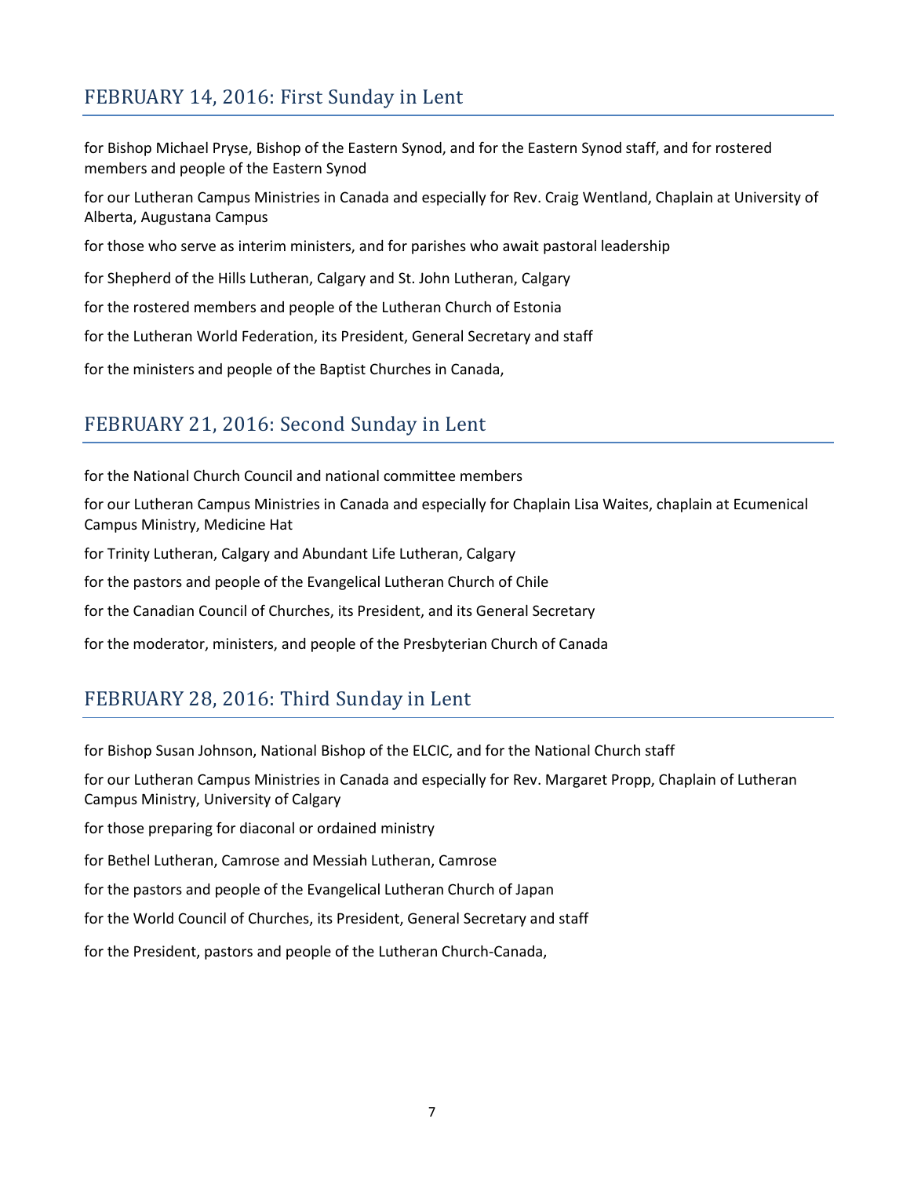## FEBRUARY 14, 2016: First Sunday in Lent

for Bishop Michael Pryse, Bishop of the Eastern Synod, and for the Eastern Synod staff, and for rostered members and people of the Eastern Synod

for our Lutheran Campus Ministries in Canada and especially for Rev. Craig Wentland, Chaplain at University of Alberta, Augustana Campus

for those who serve as interim ministers, and for parishes who await pastoral leadership

for Shepherd of the Hills Lutheran, Calgary and St. John Lutheran, Calgary

for the rostered members and people of the Lutheran Church of Estonia

for the Lutheran World Federation, its President, General Secretary and staff

for the ministers and people of the Baptist Churches in Canada,

## FEBRUARY 21, 2016: Second Sunday in Lent

for the National Church Council and national committee members

for our Lutheran Campus Ministries in Canada and especially for Chaplain Lisa Waites, chaplain at Ecumenical Campus Ministry, Medicine Hat

for Trinity Lutheran, Calgary and Abundant Life Lutheran, Calgary

for the pastors and people of the Evangelical Lutheran Church of Chile

for the Canadian Council of Churches, its President, and its General Secretary

for the moderator, ministers, and people of the Presbyterian Church of Canada

## FEBRUARY 28, 2016: Third Sunday in Lent

for Bishop Susan Johnson, National Bishop of the ELCIC, and for the National Church staff

for our Lutheran Campus Ministries in Canada and especially for Rev. Margaret Propp, Chaplain of Lutheran Campus Ministry, University of Calgary

for those preparing for diaconal or ordained ministry

for Bethel Lutheran, Camrose and Messiah Lutheran, Camrose

for the pastors and people of the Evangelical Lutheran Church of Japan

for the World Council of Churches, its President, General Secretary and staff

for the President, pastors and people of the Lutheran Church-Canada,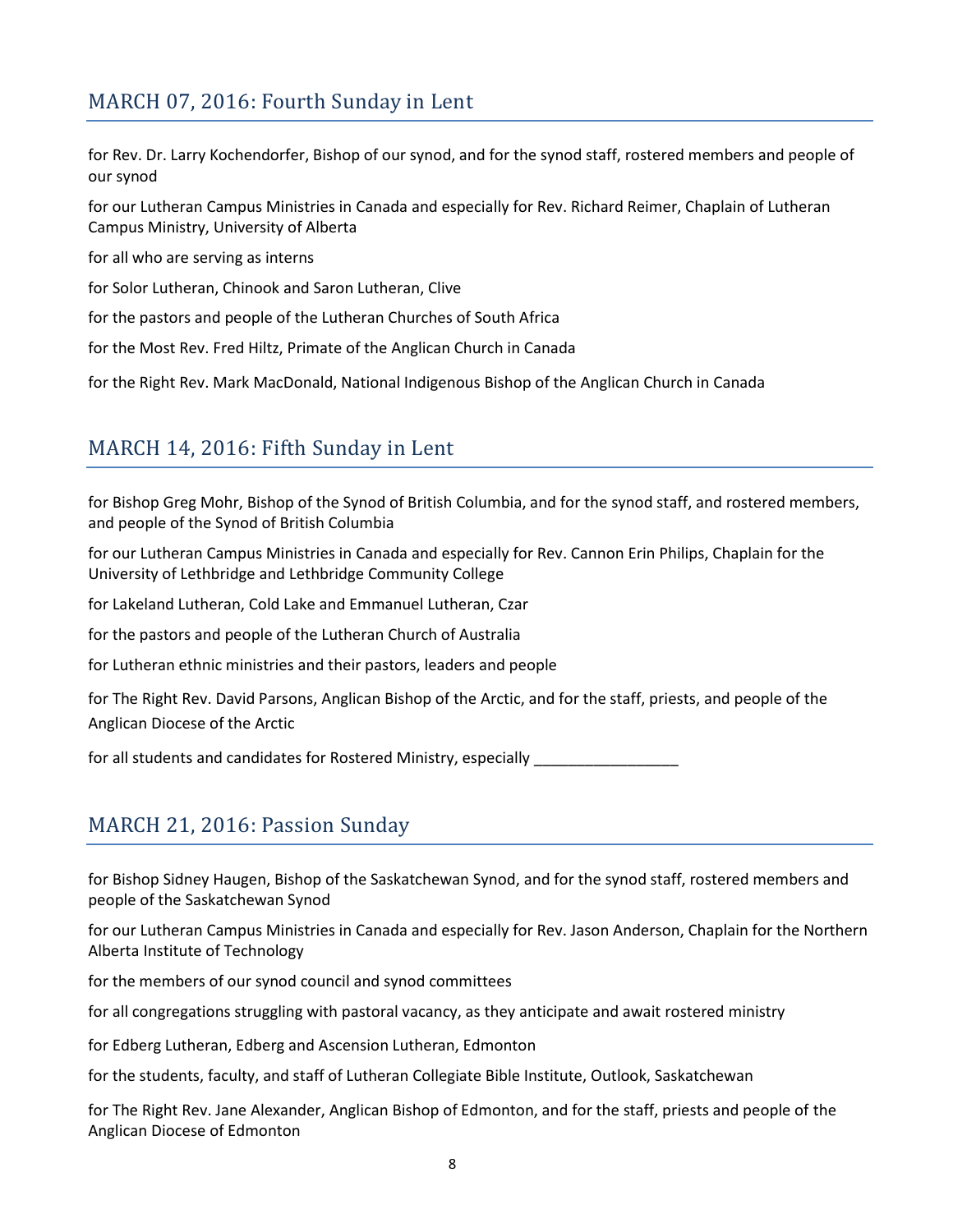## MARCH 07, 2016: Fourth Sunday in Lent

for Rev. Dr. Larry Kochendorfer, Bishop of our synod, and for the synod staff, rostered members and people of our synod

for our Lutheran Campus Ministries in Canada and especially for Rev. Richard Reimer, Chaplain of Lutheran Campus Ministry, University of Alberta

for all who are serving as interns

for Solor Lutheran, Chinook and Saron Lutheran, Clive

for the pastors and people of the Lutheran Churches of South Africa

for the Most Rev. Fred Hiltz, Primate of the Anglican Church in Canada

for the Right Rev. Mark MacDonald, National Indigenous Bishop of the Anglican Church in Canada

## MARCH 14, 2016: Fifth Sunday in Lent

for Bishop Greg Mohr, Bishop of the Synod of British Columbia, and for the synod staff, and rostered members, and people of the Synod of British Columbia

for our Lutheran Campus Ministries in Canada and especially for Rev. Cannon Erin Philips, Chaplain for the University of Lethbridge and Lethbridge Community College

for Lakeland Lutheran, Cold Lake and Emmanuel Lutheran, Czar

for the pastors and people of the Lutheran Church of Australia

for Lutheran ethnic ministries and their pastors, leaders and people

for The Right Rev. David Parsons, Anglican Bishop of the Arctic, and for the staff, priests, and people of the Anglican Diocese of the Arctic

for all students and candidates for Rostered Ministry, especially _________________

## MARCH 21, 2016: Passion Sunday

for Bishop Sidney Haugen, Bishop of the Saskatchewan Synod, and for the synod staff, rostered members and people of the Saskatchewan Synod

for our Lutheran Campus Ministries in Canada and especially for Rev. Jason Anderson, Chaplain for the Northern Alberta Institute of Technology

for the members of our synod council and synod committees

for all congregations struggling with pastoral vacancy, as they anticipate and await rostered ministry

for Edberg Lutheran, Edberg and Ascension Lutheran, Edmonton

for the students, faculty, and staff of Lutheran Collegiate Bible Institute, Outlook, Saskatchewan

for The Right Rev. Jane Alexander, Anglican Bishop of Edmonton, and for the staff, priests and people of the Anglican Diocese of Edmonton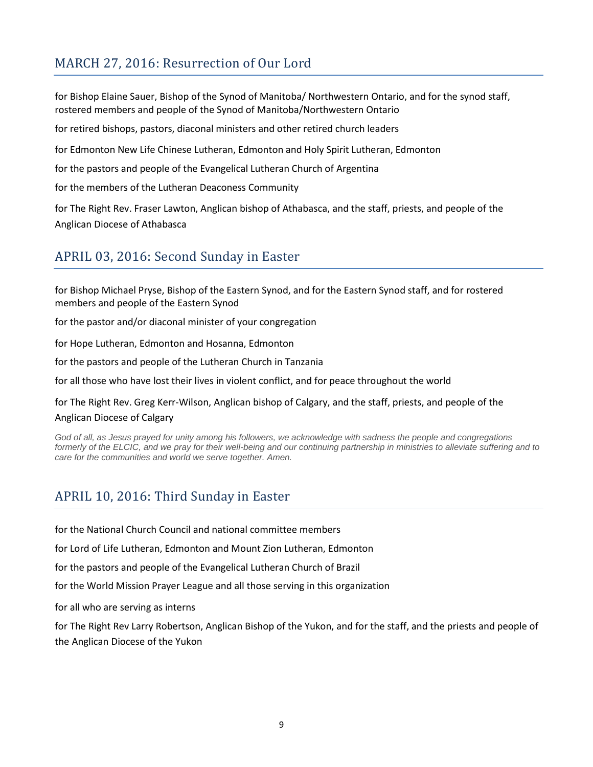## MARCH 27, 2016: Resurrection of Our Lord

for Bishop Elaine Sauer, Bishop of the Synod of Manitoba/ Northwestern Ontario, and for the synod staff, rostered members and people of the Synod of Manitoba/Northwestern Ontario

for retired bishops, pastors, diaconal ministers and other retired church leaders

for Edmonton New Life Chinese Lutheran, Edmonton and Holy Spirit Lutheran, Edmonton

for the pastors and people of the Evangelical Lutheran Church of Argentina

for the members of the Lutheran Deaconess Community

for The Right Rev. Fraser Lawton, Anglican bishop of Athabasca, and the staff, priests, and people of the Anglican Diocese of Athabasca

## APRIL 03, 2016: Second Sunday in Easter

for Bishop Michael Pryse, Bishop of the Eastern Synod, and for the Eastern Synod staff, and for rostered members and people of the Eastern Synod

for the pastor and/or diaconal minister of your congregation

for Hope Lutheran, Edmonton and Hosanna, Edmonton

for the pastors and people of the Lutheran Church in Tanzania

for all those who have lost their lives in violent conflict, and for peace throughout the world

for The Right Rev. Greg Kerr-Wilson, Anglican bishop of Calgary, and the staff, priests, and people of the Anglican Diocese of Calgary

*God of all, as Jesus prayed for unity among his followers, we acknowledge with sadness the people and congregations formerly of the ELCIC, and we pray for their well-being and our continuing partnership in ministries to alleviate suffering and to care for the communities and world we serve together. Amen.*

## APRIL 10, 2016: Third Sunday in Easter

for the National Church Council and national committee members

for Lord of Life Lutheran, Edmonton and Mount Zion Lutheran, Edmonton

for the pastors and people of the Evangelical Lutheran Church of Brazil

for the World Mission Prayer League and all those serving in this organization

for all who are serving as interns

for The Right Rev Larry Robertson, Anglican Bishop of the Yukon, and for the staff, and the priests and people of the Anglican Diocese of the Yukon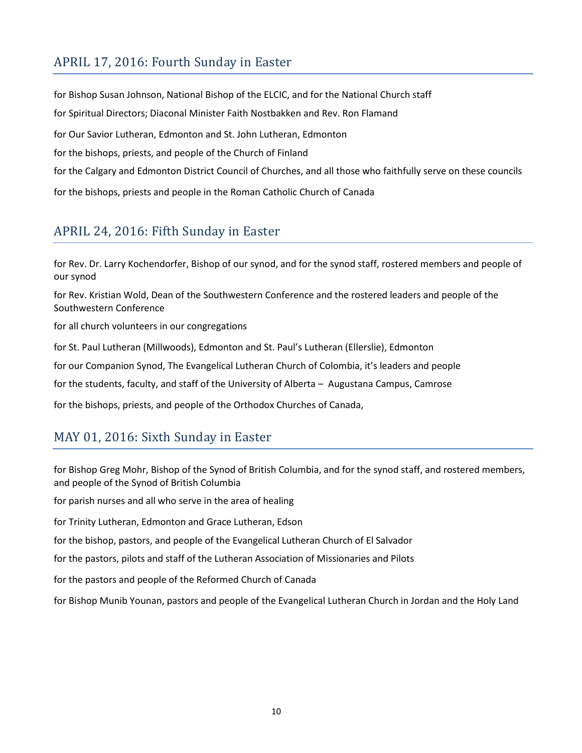## APRIL 17, 2016: Fourth Sunday in Easter

for Bishop Susan Johnson, National Bishop of the ELCIC, and for the National Church staff

for Spiritual Directors; Diaconal Minister Faith Nostbakken and Rev. Ron Flamand

for Our Savior Lutheran, Edmonton and St. John Lutheran, Edmonton

for the bishops, priests, and people of the Church of Finland

for the Calgary and Edmonton District Council of Churches, and all those who faithfully serve on these councils

for the bishops, priests and people in the Roman Catholic Church of Canada

## APRIL 24, 2016: Fifth Sunday in Easter

for Rev. Dr. Larry Kochendorfer, Bishop of our synod, and for the synod staff, rostered members and people of our synod

for Rev. Kristian Wold, Dean of the Southwestern Conference and the rostered leaders and people of the Southwestern Conference

for all church volunteers in our congregations

for St. Paul Lutheran (Millwoods), Edmonton and St. Paul's Lutheran (Ellerslie), Edmonton

for our Companion Synod, The Evangelical Lutheran Church of Colombia, it's leaders and people

for the students, faculty, and staff of the University of Alberta – Augustana Campus, Camrose

for the bishops, priests, and people of the Orthodox Churches of Canada,

## MAY 01, 2016: Sixth Sunday in Easter

for Bishop Greg Mohr, Bishop of the Synod of British Columbia, and for the synod staff, and rostered members, and people of the Synod of British Columbia

for parish nurses and all who serve in the area of healing

for Trinity Lutheran, Edmonton and Grace Lutheran, Edson

for the bishop, pastors, and people of the Evangelical Lutheran Church of El Salvador

for the pastors, pilots and staff of the Lutheran Association of Missionaries and Pilots

for the pastors and people of the Reformed Church of Canada

for Bishop Munib Younan, pastors and people of the Evangelical Lutheran Church in Jordan and the Holy Land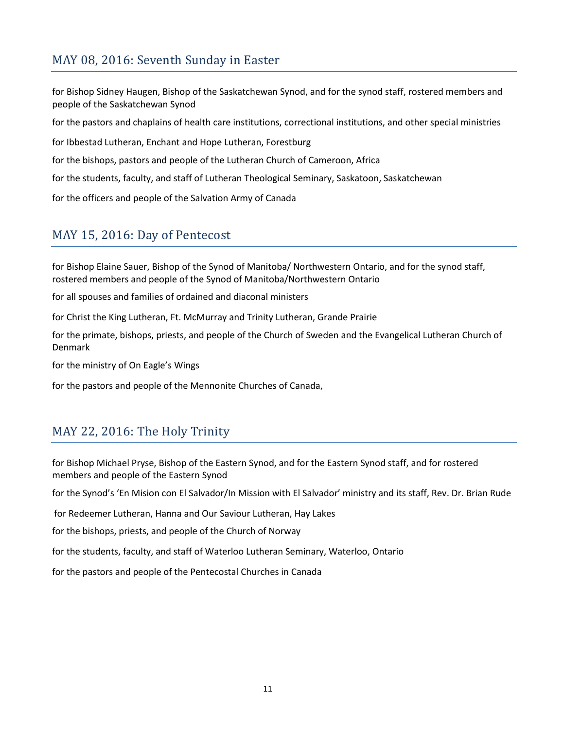## MAY 08, 2016: Seventh Sunday in Easter

for Bishop Sidney Haugen, Bishop of the Saskatchewan Synod, and for the synod staff, rostered members and people of the Saskatchewan Synod

for the pastors and chaplains of health care institutions, correctional institutions, and other special ministries

for Ibbestad Lutheran, Enchant and Hope Lutheran, Forestburg

for the bishops, pastors and people of the Lutheran Church of Cameroon, Africa

for the students, faculty, and staff of Lutheran Theological Seminary, Saskatoon, Saskatchewan

for the officers and people of the Salvation Army of Canada

## MAY 15, 2016: Day of Pentecost

for Bishop Elaine Sauer, Bishop of the Synod of Manitoba/ Northwestern Ontario, and for the synod staff, rostered members and people of the Synod of Manitoba/Northwestern Ontario

for all spouses and families of ordained and diaconal ministers

for Christ the King Lutheran, Ft. McMurray and Trinity Lutheran, Grande Prairie

for the primate, bishops, priests, and people of the Church of Sweden and the Evangelical Lutheran Church of Denmark

for the ministry of On Eagle's Wings

for the pastors and people of the Mennonite Churches of Canada,

## MAY 22, 2016: The Holy Trinity

for Bishop Michael Pryse, Bishop of the Eastern Synod, and for the Eastern Synod staff, and for rostered members and people of the Eastern Synod

for the Synod's 'En Mision con El Salvador/In Mission with El Salvador' ministry and its staff, Rev. Dr. Brian Rude

for Redeemer Lutheran, Hanna and Our Saviour Lutheran, Hay Lakes

for the bishops, priests, and people of the Church of Norway

for the students, faculty, and staff of Waterloo Lutheran Seminary, Waterloo, Ontario

for the pastors and people of the Pentecostal Churches in Canada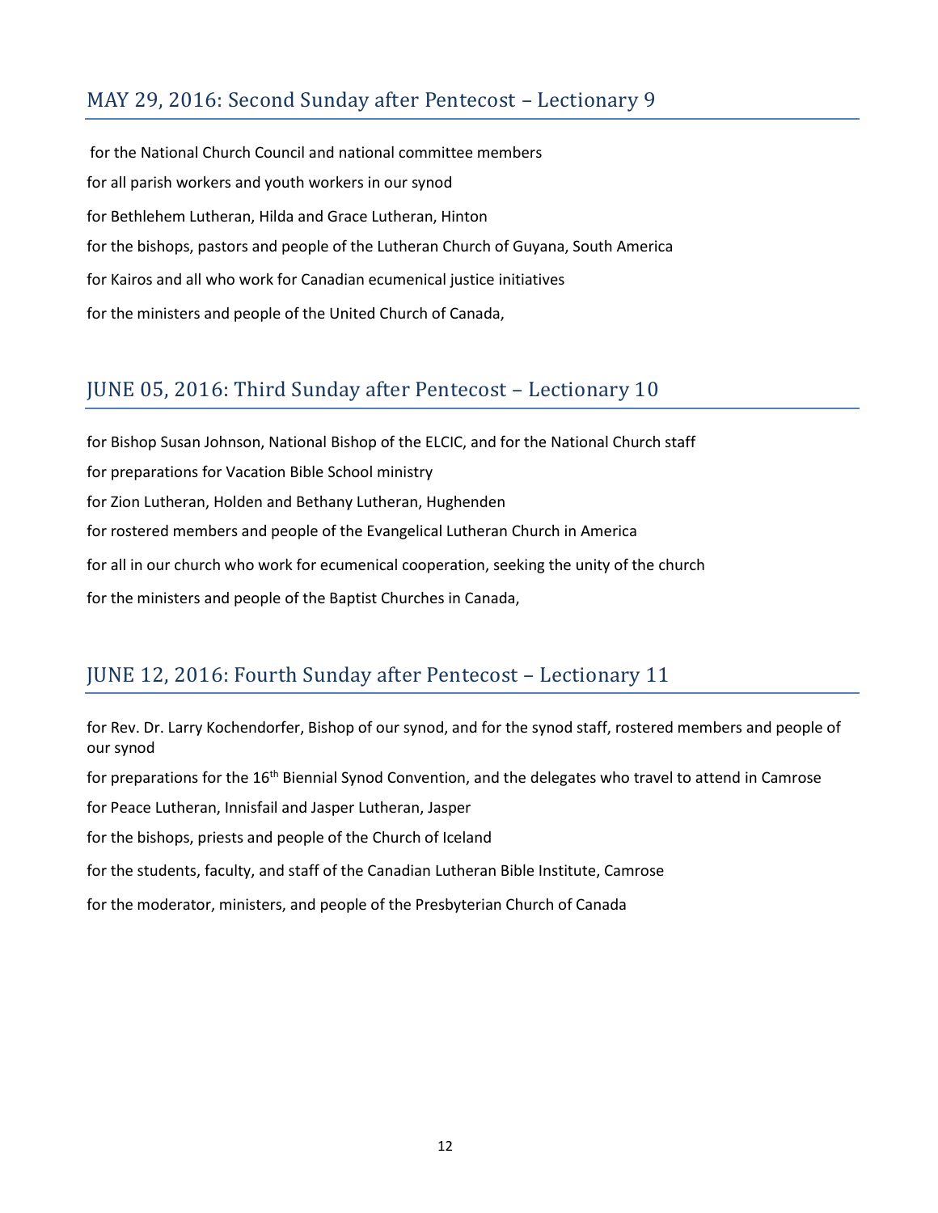## MAY 29, 2016: Second Sunday after Pentecost – Lectionary 9

for the National Church Council and national committee members

for all parish workers and youth workers in our synod

for Bethlehem Lutheran, Hilda and Grace Lutheran, Hinton

for the bishops, pastors and people of the Lutheran Church of Guyana, South America

for Kairos and all who work for Canadian ecumenical justice initiatives

for the ministers and people of the United Church of Canada,

## JUNE 05, 2016: Third Sunday after Pentecost – Lectionary 10

for Bishop Susan Johnson, National Bishop of the ELCIC, and for the National Church staff

for preparations for Vacation Bible School ministry

for Zion Lutheran, Holden and Bethany Lutheran, Hughenden

for rostered members and people of the Evangelical Lutheran Church in America

for all in our church who work for ecumenical cooperation, seeking the unity of the church

for the ministers and people of the Baptist Churches in Canada,

## JUNE 12, 2016: Fourth Sunday after Pentecost – Lectionary 11

for Rev. Dr. Larry Kochendorfer, Bishop of our synod, and for the synod staff, rostered members and people of our synod

for preparations for the 16th Biennial Synod Convention, and the delegates who travel to attend in Camrose

for Peace Lutheran, Innisfail and Jasper Lutheran, Jasper

for the bishops, priests and people of the Church of Iceland

for the students, faculty, and staff of the Canadian Lutheran Bible Institute, Camrose

for the moderator, ministers, and people of the Presbyterian Church of Canada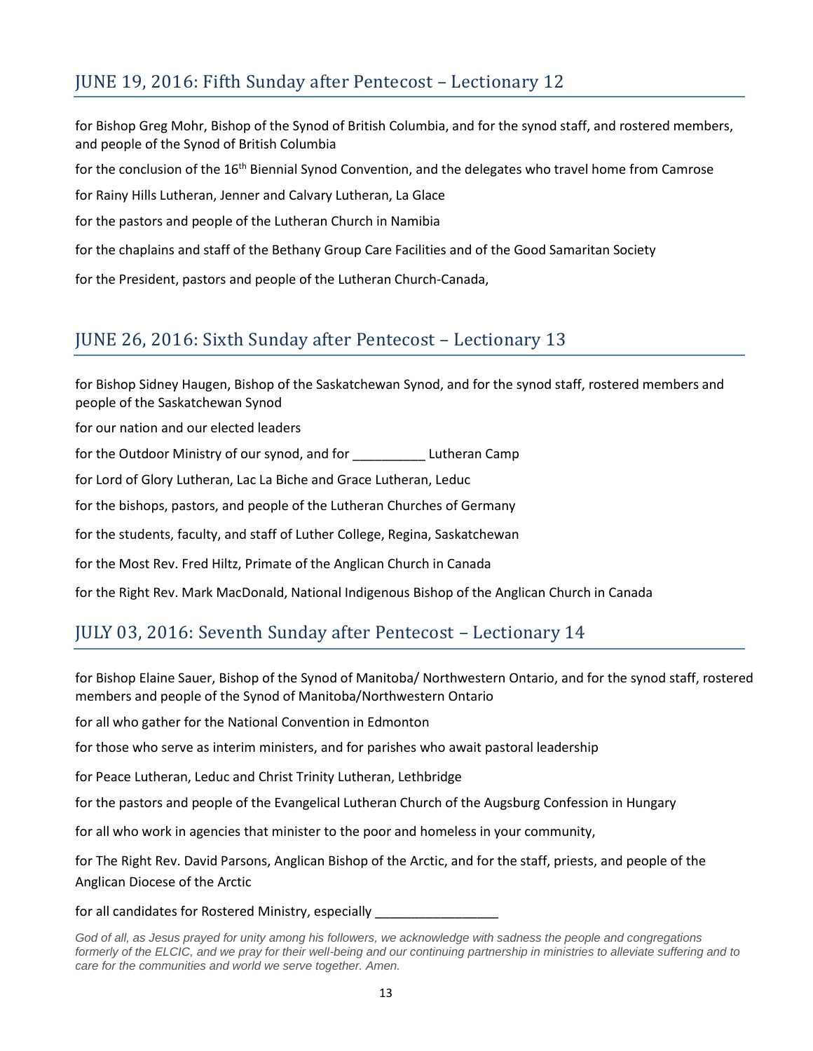## JUNE 19, 2016: Fifth Sunday after Pentecost – Lectionary 12

for Bishop Greg Mohr, Bishop of the Synod of British Columbia, and for the synod staff, and rostered members, and people of the Synod of British Columbia

for the conclusion of the 16th Biennial Synod Convention, and the delegates who travel home from Camrose

for Rainy Hills Lutheran, Jenner and Calvary Lutheran, La Glace

for the pastors and people of the Lutheran Church in Namibia

for the chaplains and staff of the Bethany Group Care Facilities and of the Good Samaritan Society

for the President, pastors and people of the Lutheran Church-Canada,

## JUNE 26, 2016: Sixth Sunday after Pentecost – Lectionary 13

for Bishop Sidney Haugen, Bishop of the Saskatchewan Synod, and for the synod staff, rostered members and people of the Saskatchewan Synod

for our nation and our elected leaders

for the Outdoor Ministry of our synod, and for __________ Lutheran Camp

for Lord of Glory Lutheran, Lac La Biche and Grace Lutheran, Leduc

for the bishops, pastors, and people of the Lutheran Churches of Germany

for the students, faculty, and staff of Luther College, Regina, Saskatchewan

for the Most Rev. Fred Hiltz, Primate of the Anglican Church in Canada

for the Right Rev. Mark MacDonald, National Indigenous Bishop of the Anglican Church in Canada

## JULY 03, 2016: Seventh Sunday after Pentecost – Lectionary 14

for Bishop Elaine Sauer, Bishop of the Synod of Manitoba/ Northwestern Ontario, and for the synod staff, rostered members and people of the Synod of Manitoba/Northwestern Ontario

for all who gather for the National Convention in Edmonton

for those who serve as interim ministers, and for parishes who await pastoral leadership

for Peace Lutheran, Leduc and Christ Trinity Lutheran, Lethbridge

for the pastors and people of the Evangelical Lutheran Church of the Augsburg Confession in Hungary

for all who work in agencies that minister to the poor and homeless in your community,

for The Right Rev. David Parsons, Anglican Bishop of the Arctic, and for the staff, priests, and people of the Anglican Diocese of the Arctic

for all candidates for Rostered Ministry, especially _________________

*God of all, as Jesus prayed for unity among his followers, we acknowledge with sadness the people and congregations formerly of the ELCIC, and we pray for their well-being and our continuing partnership in ministries to alleviate suffering and to care for the communities and world we serve together. Amen.*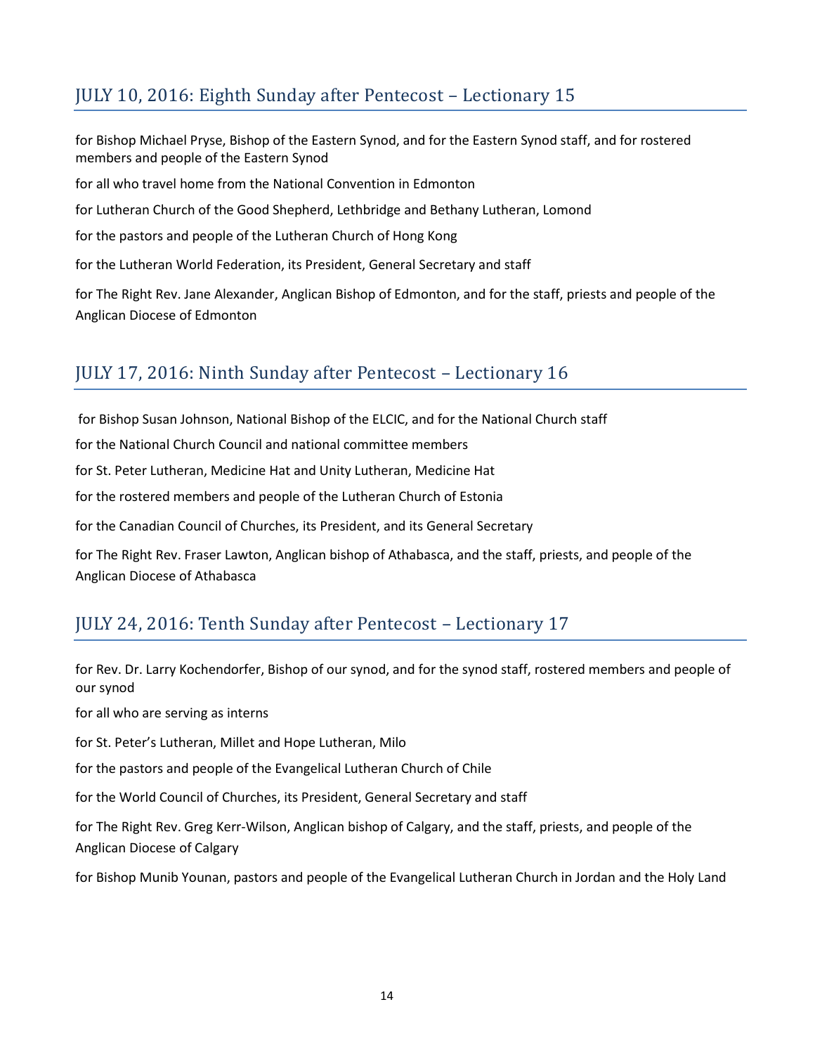## JULY 10, 2016: Eighth Sunday after Pentecost – Lectionary 15

for Bishop Michael Pryse, Bishop of the Eastern Synod, and for the Eastern Synod staff, and for rostered members and people of the Eastern Synod

for all who travel home from the National Convention in Edmonton

for Lutheran Church of the Good Shepherd, Lethbridge and Bethany Lutheran, Lomond

for the pastors and people of the Lutheran Church of Hong Kong

for the Lutheran World Federation, its President, General Secretary and staff

for The Right Rev. Jane Alexander, Anglican Bishop of Edmonton, and for the staff, priests and people of the Anglican Diocese of Edmonton

## JULY 17, 2016: Ninth Sunday after Pentecost – Lectionary 16

for Bishop Susan Johnson, National Bishop of the ELCIC, and for the National Church staff

for the National Church Council and national committee members

for St. Peter Lutheran, Medicine Hat and Unity Lutheran, Medicine Hat

for the rostered members and people of the Lutheran Church of Estonia

for the Canadian Council of Churches, its President, and its General Secretary

for The Right Rev. Fraser Lawton, Anglican bishop of Athabasca, and the staff, priests, and people of the Anglican Diocese of Athabasca

## JULY 24, 2016: Tenth Sunday after Pentecost – Lectionary 17

for Rev. Dr. Larry Kochendorfer, Bishop of our synod, and for the synod staff, rostered members and people of our synod

for all who are serving as interns

for St. Peter's Lutheran, Millet and Hope Lutheran, Milo

for the pastors and people of the Evangelical Lutheran Church of Chile

for the World Council of Churches, its President, General Secretary and staff

for The Right Rev. Greg Kerr-Wilson, Anglican bishop of Calgary, and the staff, priests, and people of the Anglican Diocese of Calgary

for Bishop Munib Younan, pastors and people of the Evangelical Lutheran Church in Jordan and the Holy Land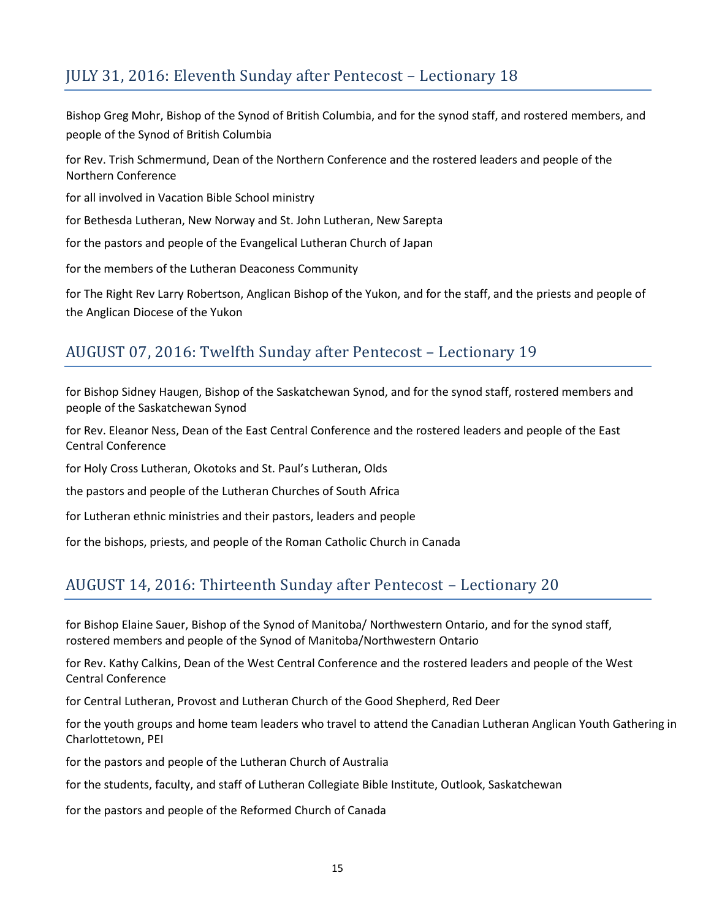## JULY 31, 2016: Eleventh Sunday after Pentecost – Lectionary 18

Bishop Greg Mohr, Bishop of the Synod of British Columbia, and for the synod staff, and rostered members, and people of the Synod of British Columbia

for Rev. Trish Schmermund, Dean of the Northern Conference and the rostered leaders and people of the Northern Conference

for all involved in Vacation Bible School ministry

for Bethesda Lutheran, New Norway and St. John Lutheran, New Sarepta

for the pastors and people of the Evangelical Lutheran Church of Japan

for the members of the Lutheran Deaconess Community

for The Right Rev Larry Robertson, Anglican Bishop of the Yukon, and for the staff, and the priests and people of the Anglican Diocese of the Yukon

## AUGUST 07, 2016: Twelfth Sunday after Pentecost – Lectionary 19

for Bishop Sidney Haugen, Bishop of the Saskatchewan Synod, and for the synod staff, rostered members and people of the Saskatchewan Synod

for Rev. Eleanor Ness, Dean of the East Central Conference and the rostered leaders and people of the East Central Conference

for Holy Cross Lutheran, Okotoks and St. Paul's Lutheran, Olds

the pastors and people of the Lutheran Churches of South Africa

for Lutheran ethnic ministries and their pastors, leaders and people

for the bishops, priests, and people of the Roman Catholic Church in Canada

## AUGUST 14, 2016: Thirteenth Sunday after Pentecost – Lectionary 20

for Bishop Elaine Sauer, Bishop of the Synod of Manitoba/ Northwestern Ontario, and for the synod staff, rostered members and people of the Synod of Manitoba/Northwestern Ontario

for Rev. Kathy Calkins, Dean of the West Central Conference and the rostered leaders and people of the West Central Conference

for Central Lutheran, Provost and Lutheran Church of the Good Shepherd, Red Deer

for the youth groups and home team leaders who travel to attend the Canadian Lutheran Anglican Youth Gathering in Charlottetown, PEI

for the pastors and people of the Lutheran Church of Australia

for the students, faculty, and staff of Lutheran Collegiate Bible Institute, Outlook, Saskatchewan

for the pastors and people of the Reformed Church of Canada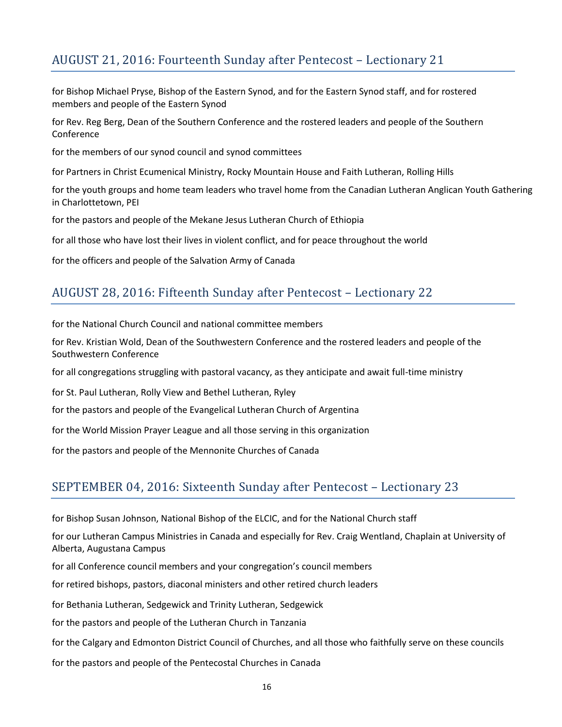## AUGUST 21, 2016: Fourteenth Sunday after Pentecost – Lectionary 21

for Bishop Michael Pryse, Bishop of the Eastern Synod, and for the Eastern Synod staff, and for rostered members and people of the Eastern Synod

for Rev. Reg Berg, Dean of the Southern Conference and the rostered leaders and people of the Southern Conference

for the members of our synod council and synod committees

for Partners in Christ Ecumenical Ministry, Rocky Mountain House and Faith Lutheran, Rolling Hills

for the youth groups and home team leaders who travel home from the Canadian Lutheran Anglican Youth Gathering in Charlottetown, PEI

for the pastors and people of the Mekane Jesus Lutheran Church of Ethiopia

for all those who have lost their lives in violent conflict, and for peace throughout the world

for the officers and people of the Salvation Army of Canada

## AUGUST 28, 2016: Fifteenth Sunday after Pentecost – Lectionary 22

for the National Church Council and national committee members

for Rev. Kristian Wold, Dean of the Southwestern Conference and the rostered leaders and people of the Southwestern Conference

for all congregations struggling with pastoral vacancy, as they anticipate and await full-time ministry

for St. Paul Lutheran, Rolly View and Bethel Lutheran, Ryley

for the pastors and people of the Evangelical Lutheran Church of Argentina

for the World Mission Prayer League and all those serving in this organization

for the pastors and people of the Mennonite Churches of Canada

## SEPTEMBER 04, 2016: Sixteenth Sunday after Pentecost – Lectionary 23

for Bishop Susan Johnson, National Bishop of the ELCIC, and for the National Church staff

for our Lutheran Campus Ministries in Canada and especially for Rev. Craig Wentland, Chaplain at University of Alberta, Augustana Campus

for all Conference council members and your congregation's council members

for retired bishops, pastors, diaconal ministers and other retired church leaders

for Bethania Lutheran, Sedgewick and Trinity Lutheran, Sedgewick

for the pastors and people of the Lutheran Church in Tanzania

for the Calgary and Edmonton District Council of Churches, and all those who faithfully serve on these councils

for the pastors and people of the Pentecostal Churches in Canada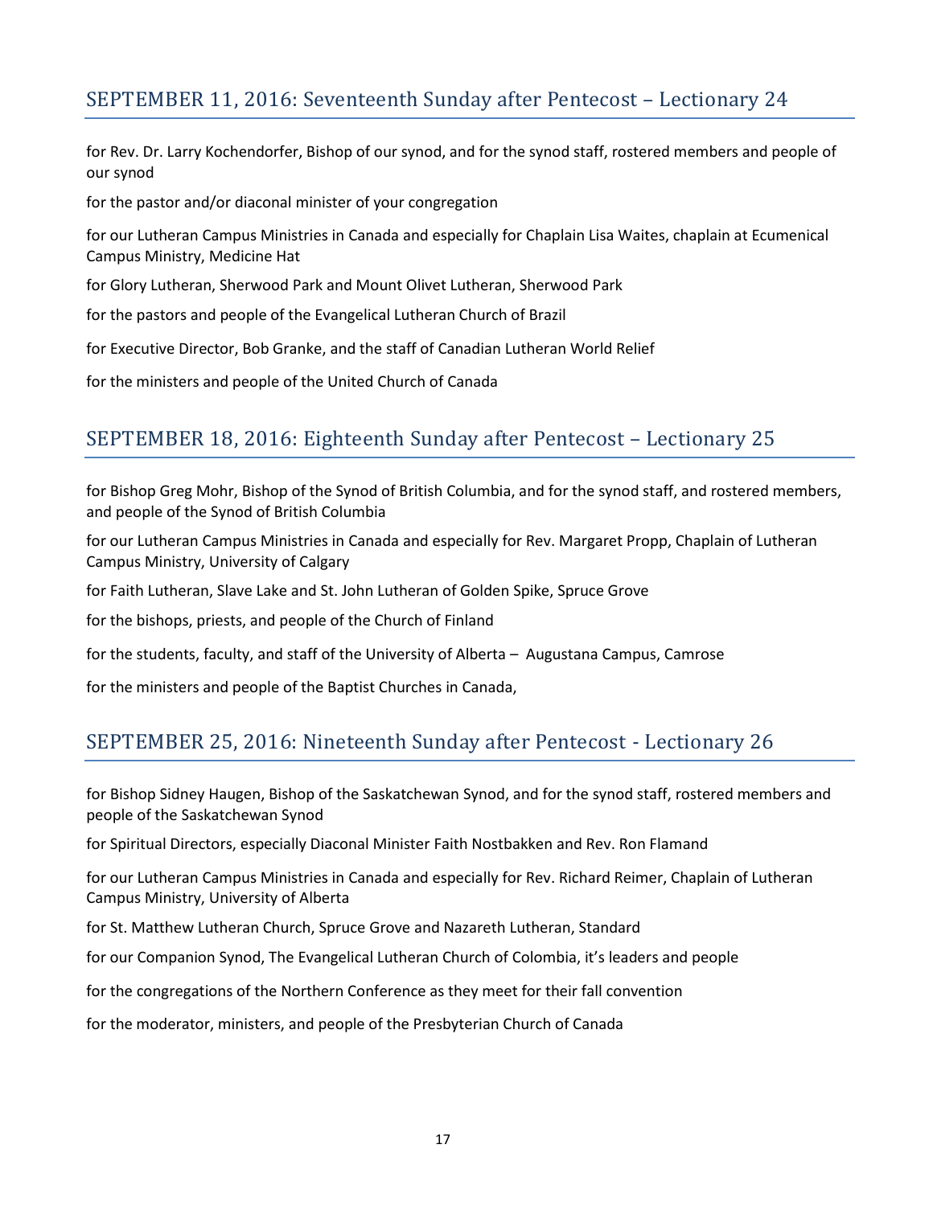## SEPTEMBER 11, 2016: Seventeenth Sunday after Pentecost – Lectionary 24

for Rev. Dr. Larry Kochendorfer, Bishop of our synod, and for the synod staff, rostered members and people of our synod

for the pastor and/or diaconal minister of your congregation

for our Lutheran Campus Ministries in Canada and especially for Chaplain Lisa Waites, chaplain at Ecumenical Campus Ministry, Medicine Hat

for Glory Lutheran, Sherwood Park and Mount Olivet Lutheran, Sherwood Park

for the pastors and people of the Evangelical Lutheran Church of Brazil

for Executive Director, Bob Granke, and the staff of Canadian Lutheran World Relief

for the ministers and people of the United Church of Canada

## SEPTEMBER 18, 2016: Eighteenth Sunday after Pentecost – Lectionary 25

for Bishop Greg Mohr, Bishop of the Synod of British Columbia, and for the synod staff, and rostered members, and people of the Synod of British Columbia

for our Lutheran Campus Ministries in Canada and especially for Rev. Margaret Propp, Chaplain of Lutheran Campus Ministry, University of Calgary

for Faith Lutheran, Slave Lake and St. John Lutheran of Golden Spike, Spruce Grove

for the bishops, priests, and people of the Church of Finland

for the students, faculty, and staff of the University of Alberta – Augustana Campus, Camrose

for the ministers and people of the Baptist Churches in Canada,

## SEPTEMBER 25, 2016: Nineteenth Sunday after Pentecost - Lectionary 26

for Bishop Sidney Haugen, Bishop of the Saskatchewan Synod, and for the synod staff, rostered members and people of the Saskatchewan Synod

for Spiritual Directors, especially Diaconal Minister Faith Nostbakken and Rev. Ron Flamand

for our Lutheran Campus Ministries in Canada and especially for Rev. Richard Reimer, Chaplain of Lutheran Campus Ministry, University of Alberta

for St. Matthew Lutheran Church, Spruce Grove and Nazareth Lutheran, Standard

for our Companion Synod, The Evangelical Lutheran Church of Colombia, it's leaders and people

for the congregations of the Northern Conference as they meet for their fall convention

for the moderator, ministers, and people of the Presbyterian Church of Canada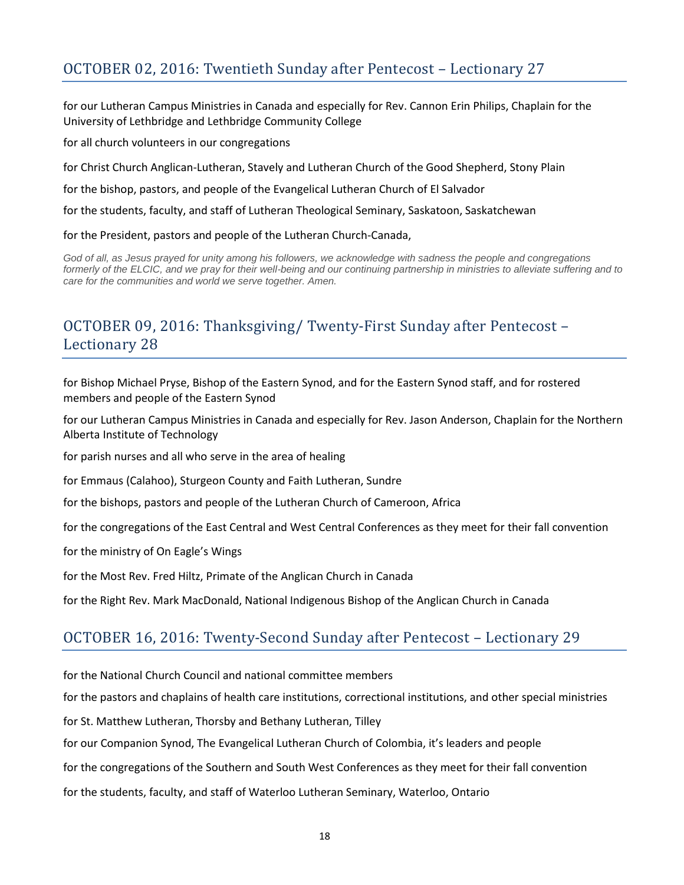## OCTOBER 02, 2016: Twentieth Sunday after Pentecost – Lectionary 27

for our Lutheran Campus Ministries in Canada and especially for Rev. Cannon Erin Philips, Chaplain for the University of Lethbridge and Lethbridge Community College

for all church volunteers in our congregations

for Christ Church Anglican-Lutheran, Stavely and Lutheran Church of the Good Shepherd, Stony Plain

for the bishop, pastors, and people of the Evangelical Lutheran Church of El Salvador

for the students, faculty, and staff of Lutheran Theological Seminary, Saskatoon, Saskatchewan

for the President, pastors and people of the Lutheran Church-Canada,

*God of all, as Jesus prayed for unity among his followers, we acknowledge with sadness the people and congregations formerly of the ELCIC, and we pray for their well-being and our continuing partnership in ministries to alleviate suffering and to care for the communities and world we serve together. Amen.*

## OCTOBER 09, 2016: Thanksgiving/ Twenty-First Sunday after Pentecost – Lectionary 28

for Bishop Michael Pryse, Bishop of the Eastern Synod, and for the Eastern Synod staff, and for rostered members and people of the Eastern Synod

for our Lutheran Campus Ministries in Canada and especially for Rev. Jason Anderson, Chaplain for the Northern Alberta Institute of Technology

for parish nurses and all who serve in the area of healing

for Emmaus (Calahoo), Sturgeon County and Faith Lutheran, Sundre

for the bishops, pastors and people of the Lutheran Church of Cameroon, Africa

for the congregations of the East Central and West Central Conferences as they meet for their fall convention

for the ministry of On Eagle's Wings

for the Most Rev. Fred Hiltz, Primate of the Anglican Church in Canada

for the Right Rev. Mark MacDonald, National Indigenous Bishop of the Anglican Church in Canada

## OCTOBER 16, 2016: Twenty-Second Sunday after Pentecost – Lectionary 29

for the National Church Council and national committee members

for the pastors and chaplains of health care institutions, correctional institutions, and other special ministries

for St. Matthew Lutheran, Thorsby and Bethany Lutheran, Tilley

for our Companion Synod, The Evangelical Lutheran Church of Colombia, it's leaders and people

for the congregations of the Southern and South West Conferences as they meet for their fall convention

for the students, faculty, and staff of Waterloo Lutheran Seminary, Waterloo, Ontario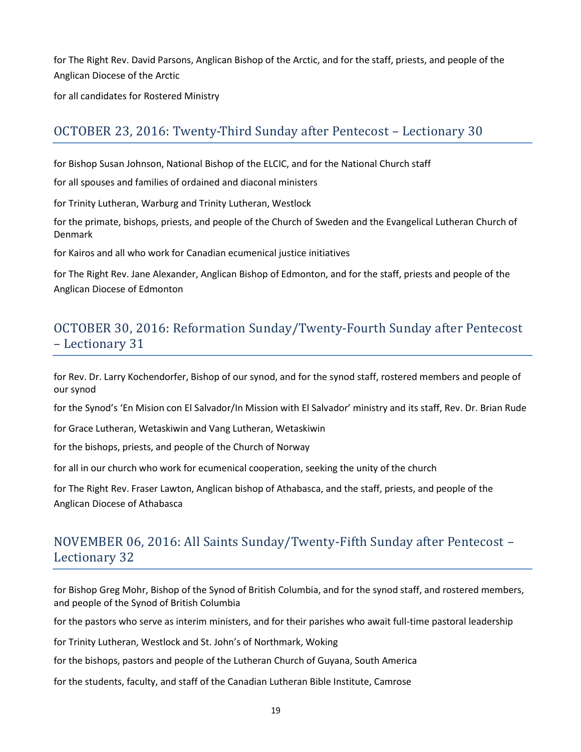for The Right Rev. David Parsons, Anglican Bishop of the Arctic, and for the staff, priests, and people of the Anglican Diocese of the Arctic

for all candidates for Rostered Ministry

## OCTOBER 23, 2016: Twenty-Third Sunday after Pentecost – Lectionary 30

for Bishop Susan Johnson, National Bishop of the ELCIC, and for the National Church staff

for all spouses and families of ordained and diaconal ministers

for Trinity Lutheran, Warburg and Trinity Lutheran, Westlock

for the primate, bishops, priests, and people of the Church of Sweden and the Evangelical Lutheran Church of Denmark

for Kairos and all who work for Canadian ecumenical justice initiatives

for The Right Rev. Jane Alexander, Anglican Bishop of Edmonton, and for the staff, priests and people of the Anglican Diocese of Edmonton

## OCTOBER 30, 2016: Reformation Sunday/Twenty-Fourth Sunday after Pentecost – Lectionary 31

for Rev. Dr. Larry Kochendorfer, Bishop of our synod, and for the synod staff, rostered members and people of our synod

for the Synod's 'En Mision con El Salvador/In Mission with El Salvador' ministry and its staff, Rev. Dr. Brian Rude

for Grace Lutheran, Wetaskiwin and Vang Lutheran, Wetaskiwin

for the bishops, priests, and people of the Church of Norway

for all in our church who work for ecumenical cooperation, seeking the unity of the church

for The Right Rev. Fraser Lawton, Anglican bishop of Athabasca, and the staff, priests, and people of the Anglican Diocese of Athabasca

## NOVEMBER 06, 2016: All Saints Sunday/Twenty-Fifth Sunday after Pentecost – Lectionary 32

for Bishop Greg Mohr, Bishop of the Synod of British Columbia, and for the synod staff, and rostered members, and people of the Synod of British Columbia

for the pastors who serve as interim ministers, and for their parishes who await full-time pastoral leadership

for Trinity Lutheran, Westlock and St. John's of Northmark, Woking

for the bishops, pastors and people of the Lutheran Church of Guyana, South America

for the students, faculty, and staff of the Canadian Lutheran Bible Institute, Camrose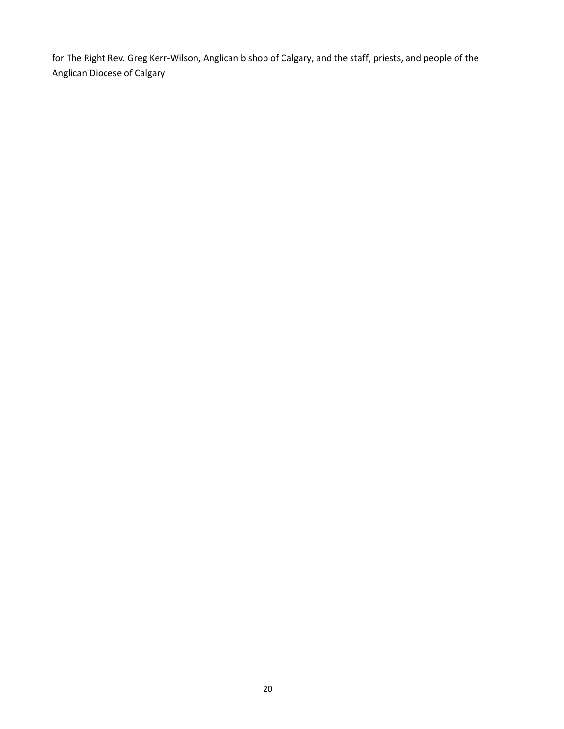for The Right Rev. Greg Kerr-Wilson, Anglican bishop of Calgary, and the staff, priests, and people of the Anglican Diocese of Calgary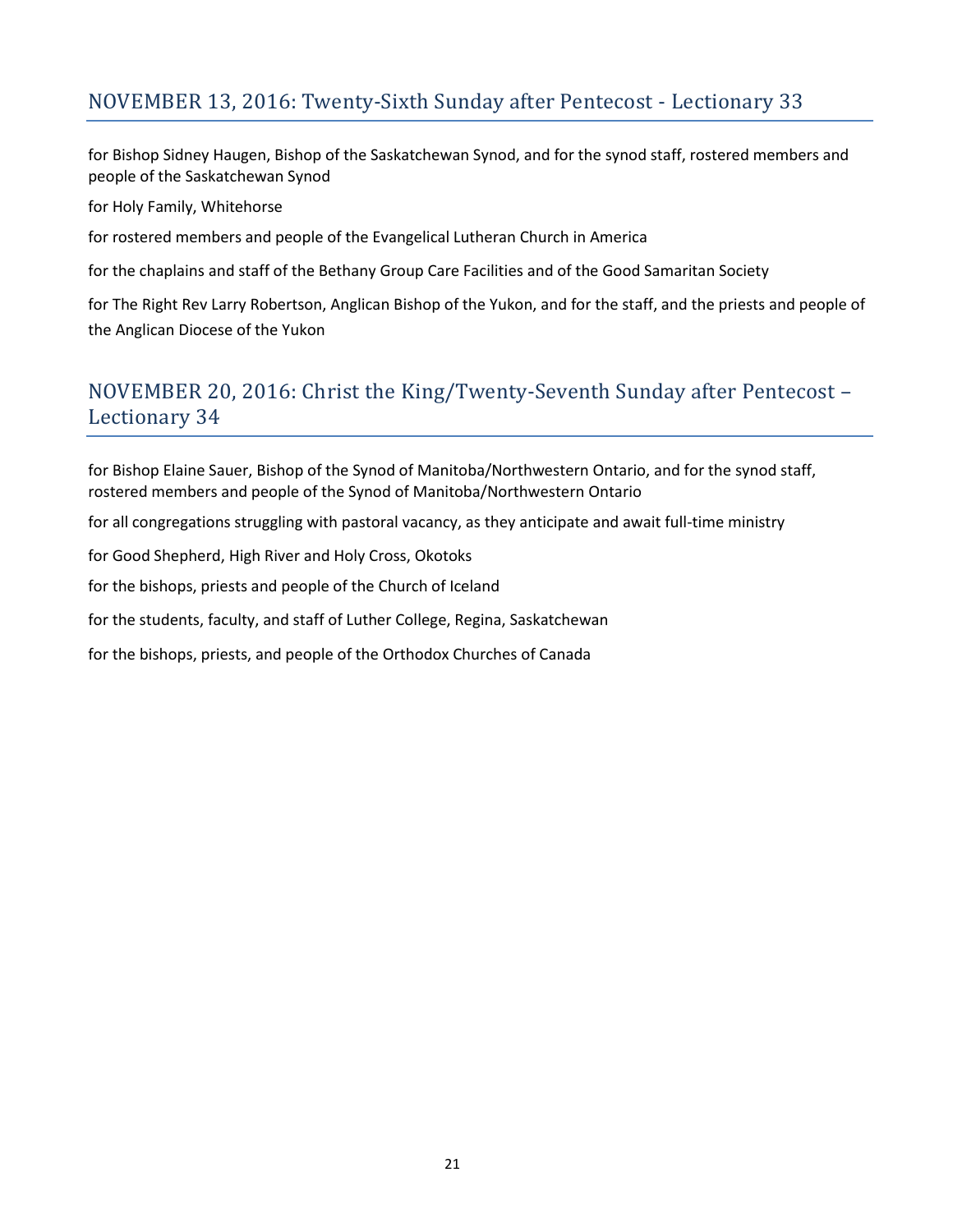## NOVEMBER 13, 2016: Twenty-Sixth Sunday after Pentecost - Lectionary 33

for Bishop Sidney Haugen, Bishop of the Saskatchewan Synod, and for the synod staff, rostered members and people of the Saskatchewan Synod

for Holy Family, Whitehorse

for rostered members and people of the Evangelical Lutheran Church in America

for the chaplains and staff of the Bethany Group Care Facilities and of the Good Samaritan Society

for The Right Rev Larry Robertson, Anglican Bishop of the Yukon, and for the staff, and the priests and people of the Anglican Diocese of the Yukon

## NOVEMBER 20, 2016: Christ the King/Twenty-Seventh Sunday after Pentecost – Lectionary 34

for Bishop Elaine Sauer, Bishop of the Synod of Manitoba/Northwestern Ontario, and for the synod staff, rostered members and people of the Synod of Manitoba/Northwestern Ontario

for all congregations struggling with pastoral vacancy, as they anticipate and await full-time ministry

for Good Shepherd, High River and Holy Cross, Okotoks

for the bishops, priests and people of the Church of Iceland

for the students, faculty, and staff of Luther College, Regina, Saskatchewan

for the bishops, priests, and people of the Orthodox Churches of Canada